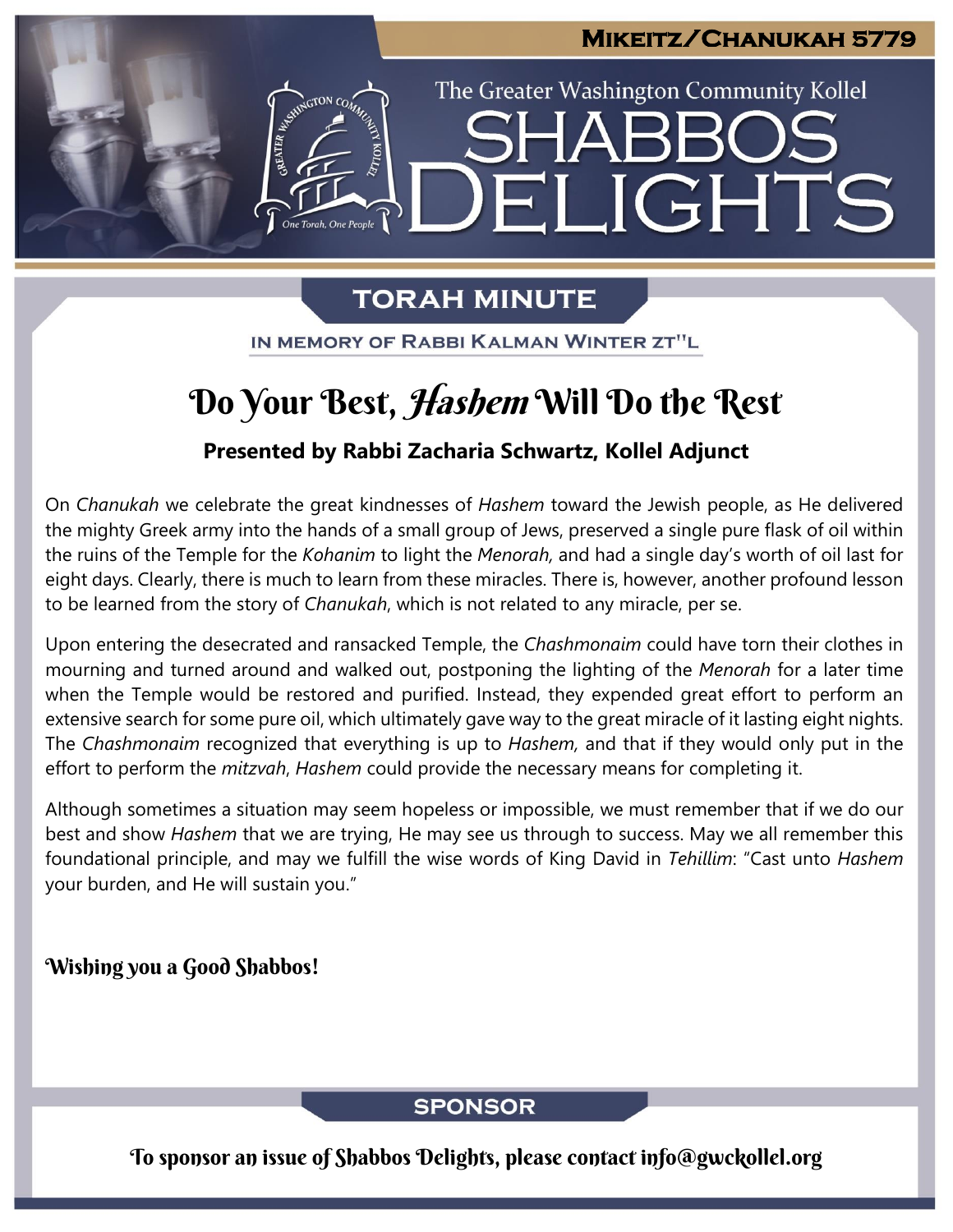# Mikeitz/Chanukah 5779

The Greater Washington Community Kollel

# Shabbos Delights

## Torah Minute

In Memory of Rabbi Kalman Winter zt"l

## Do Your Best, *Hashem* Will Do the Rest

**Presented by Rabbi Zacharia Schwartz, Kollel Adjunct**

On *Chanukah* we celebrate the great kindnesses of *Hashem* toward the Jewish people, as He delivered the mighty Greek army into the hands of a small group of Jews, preserved a single pure flask of oil within the ruins of the Temple for the *Kohanim* to light the *Menorah,* and had a single day's worth of oil last for eight days. Clearly, there is much to learn from these miracles. There is, however, another profound lesson to be learned from the story of *Chanukah*, which is not related to any miracle, per se.

Upon entering the desecrated and ransacked Temple, the *Chashmonaim* could have torn their clothes in mourning and turned around and walked out, postponing the lighting of the *Menorah* for a later time when the Temple would be restored and purified. Instead, they expended great effort to perform an extensive search for some pure oil, which ultimately gave way to the great miracle of it lasting eight nights. The *Chashmonaim* recognized that everything is up to *Hashem,* and that if they would only put in the effort to perform the *mitzvah*, *Hashem* could provide the necessary means for completing it.

Although sometimes a situation may seem hopeless or impossible, we must remember that if we do our best and show *Hashem* that we are trying, He may see us through to success. May we all remember this foundational principle, and may we fulfill the wise words of King David in *Tehillim*: "Cast unto *Hashem* your burden, and He will sustain you."

**Wishing you a Good Shabbos!**

## Sponsor

To sponsor an issue of Shabbos Delights, please contact info@gwckollel.org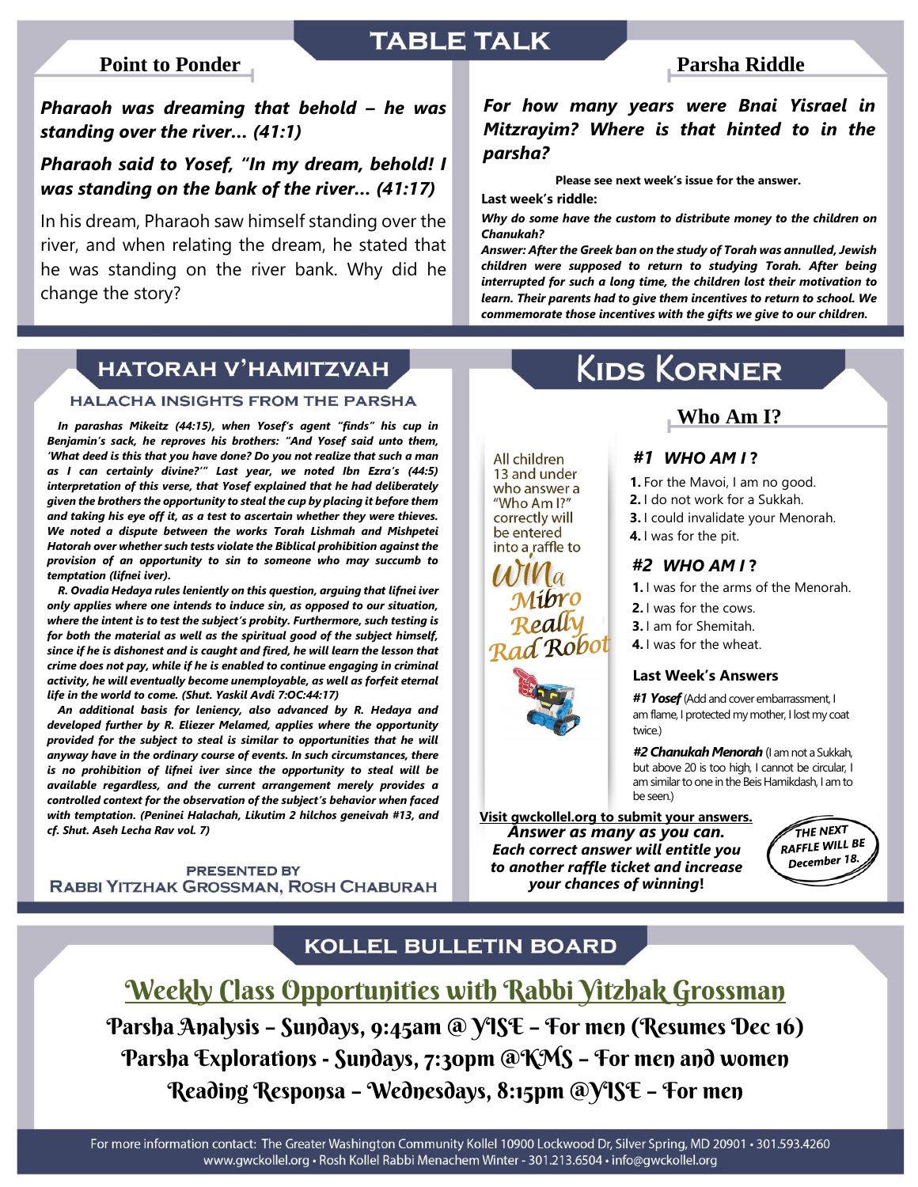# TABLE TALK

## Point to Ponder

***Pharaoh was dreaming that behold – he was standing over the river... (41:1)***

***Pharaoh said to Yosef, "In my dream, behold! I was standing on the bank of the river... (41:17)***

In his dream, Pharaoh saw himself standing over the river, and when relating the dream, he stated that he was standing on the river bank. Why did he change the story?

## Parsha Riddle

***For how many years were Bnai Yisrael in Mitzrayim? Where is that hinted to in the parsha?***

**Please see next week's issue for the answer.**

**Last week's riddle:**

***Why do some have the custom to distribute money to the children on Chanukah?***

***Answer: After the Greek ban on the study of Torah was annulled, Jewish children were supposed to return to studying Torah. After being interrupted for such a long time, the children lost their motivation to learn. Their parents had to give them incentives to return to school. We commemorate those incentives with the gifts we give to our children.***

# HATORAH V'HAMITZVAH

## HALACHA INSIGHTS FROM THE PARSHA

***In parashas Mikeitz (44:15), when Yosef's agent "finds" his cup in Benjamin's sack, he reproves his brothers: "And Yosef said unto them, 'What deed is this that you have done? Do you not realize that such a man as I can certainly divine?'" Last year, we noted Ibn Ezra's (44:5) interpretation of this verse, that Yosef explained that he had deliberately given the brothers the opportunity to steal the cup by placing it before them and taking his eye off it, as a test to ascertain whether they were thieves. We noted a dispute between the works Torah Lishmah and Mishpetei Hatorah over whether such tests violate the Biblical prohibition against the provision of an opportunity to sin to someone who may succumb to temptation (lifnei iver).***

***R. Ovadia Hedaya rules leniently on this question, arguing that lifnei iver only applies where one intends to induce sin, as opposed to our situation, where the intent is to test the subject's probity. Furthermore, such testing is for both the material as well as the spiritual good of the subject himself, since if he is dishonest and is caught and fired, he will learn the lesson that crime does not pay, while if he is enabled to continue engaging in criminal activity, he will eventually become unemployable, as well as forfeit eternal life in the world to come. (Shut. Yaskil Avdi 7:OC:44:17)***

***An additional basis for leniency, also advanced by R. Hedaya and developed further by R. Eliezer Melamed, applies where the opportunity provided for the subject to steal is similar to opportunities that he will anyway have in the ordinary course of events. In such circumstances, there is no prohibition of lifnei iver since the opportunity to steal will be available regardless, and the current arrangement merely provides a controlled context for the observation of the subject's behavior when faced with temptation. (Peninei Halachah, Likutim 2 hilchos geneivah #13, and cf. Shut. Aseh Lecha Rav vol. 7)***

PRESENTED BY
RABBI YITZHAK GROSSMAN, ROSH CHABURAH

# KIDS KORNER

All children 13 and under who answer a "Who Am I?" correctly will be entered into a raffle to

Win a Mibro Really Rad Robot

## Who Am I?

### #1 WHO AM I ?

1. For the Mavoi, I am no good.
2. I do not work for a Sukkah.
3. I could invalidate your Menorah.
4. I was for the pit.

### #2 WHO AM I ?

1. I was for the arms of the Menorah.
2. I was for the cows.
3. I am for Shemitah.
4. I was for the wheat.

### Last Week's Answers

***#1 Yosef*** (Add and cover embarrassment, I am flame, I protected my mother, I lost my coat twice.)

***#2 Chanukah Menorah*** (I am not a Sukkah, but above 20 is too high, I cannot be circular, I am similar to one in the Beis Hamikdash, I am to be seen.)

**Visit gwckollel.org to submit your answers.**

***Answer as many as you can. Each correct answer will entitle you to another raffle ticket and increase your chances of winning!***

THE NEXT RAFFLE WILL BE December 18.

# KOLLEL BULLETIN BOARD

## Weekly Class Opportunities with Rabbi Yitzhak Grossman

**Parsha Analysis – Sundays, 9:45am @ YISE – For men (Resumes Dec 16)**

**Parsha Explorations - Sundays, 7:30pm @KMS – For men and women**

**Reading Responsa – Wednesdays, 8:15pm @YISE – For men**

For more information contact: The Greater Washington Community Kollel 10900 Lockwood Dr, Silver Spring, MD 20901 • 301.593.4260
www.gwckollel.org • Rosh Kollel Rabbi Menachem Winter - 301.213.6504 • info@gwckollel.org